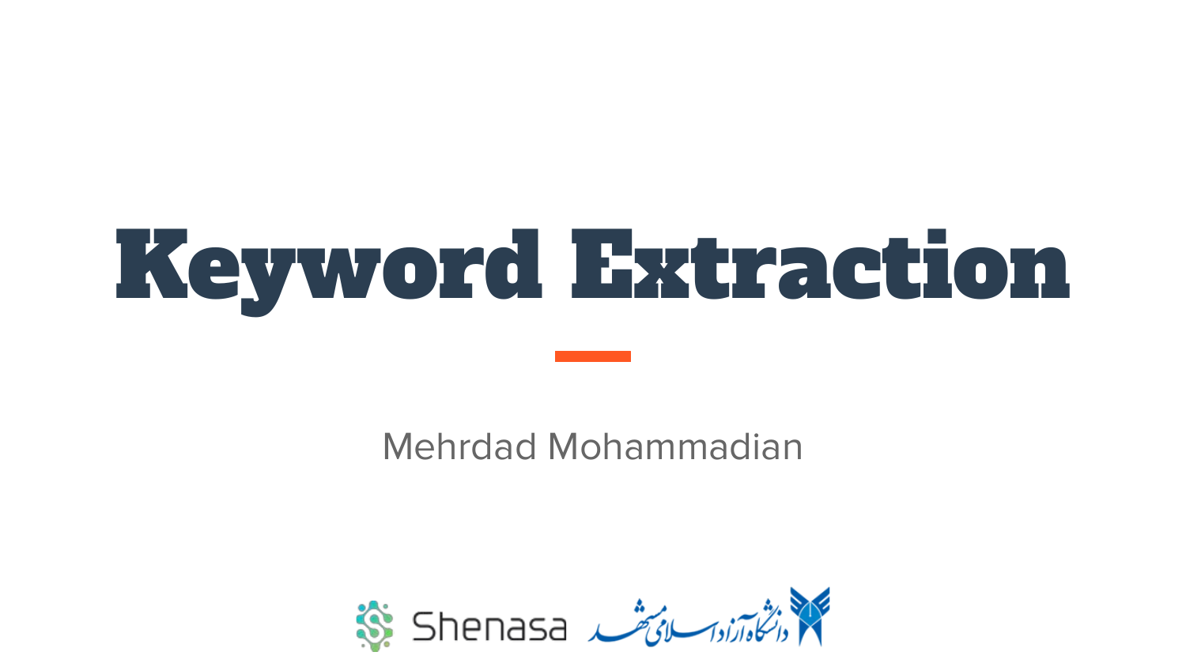# Keyword Extraction

Mehrdad Mohammadian

Shenasa دانشگاه آزاد اسلامی مشهد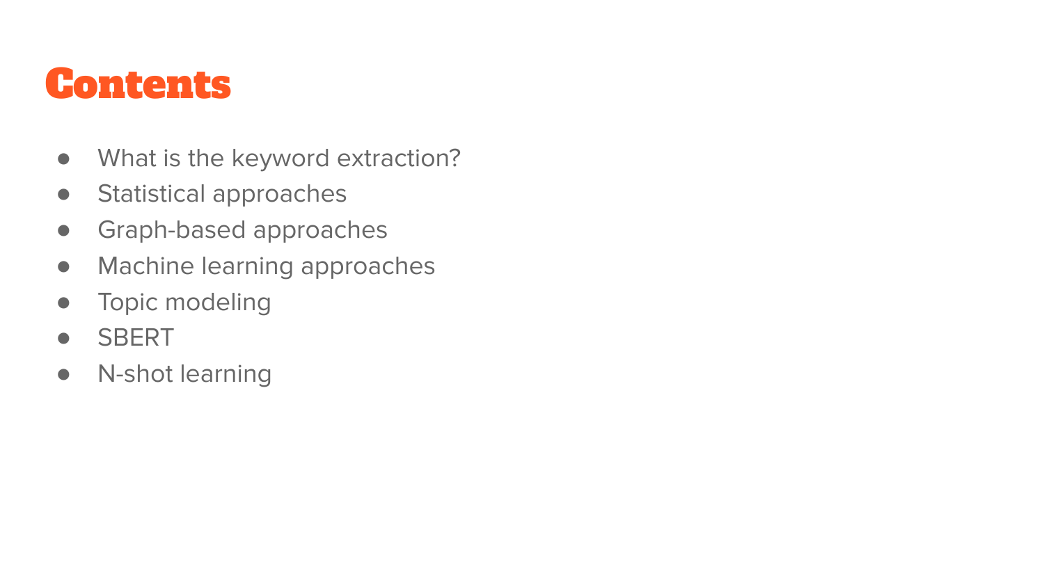# Contents

- What is the keyword extraction?
- Statistical approaches
- Graph-based approaches
- Machine learning approaches
- Topic modeling
- SBERT
- N-shot learning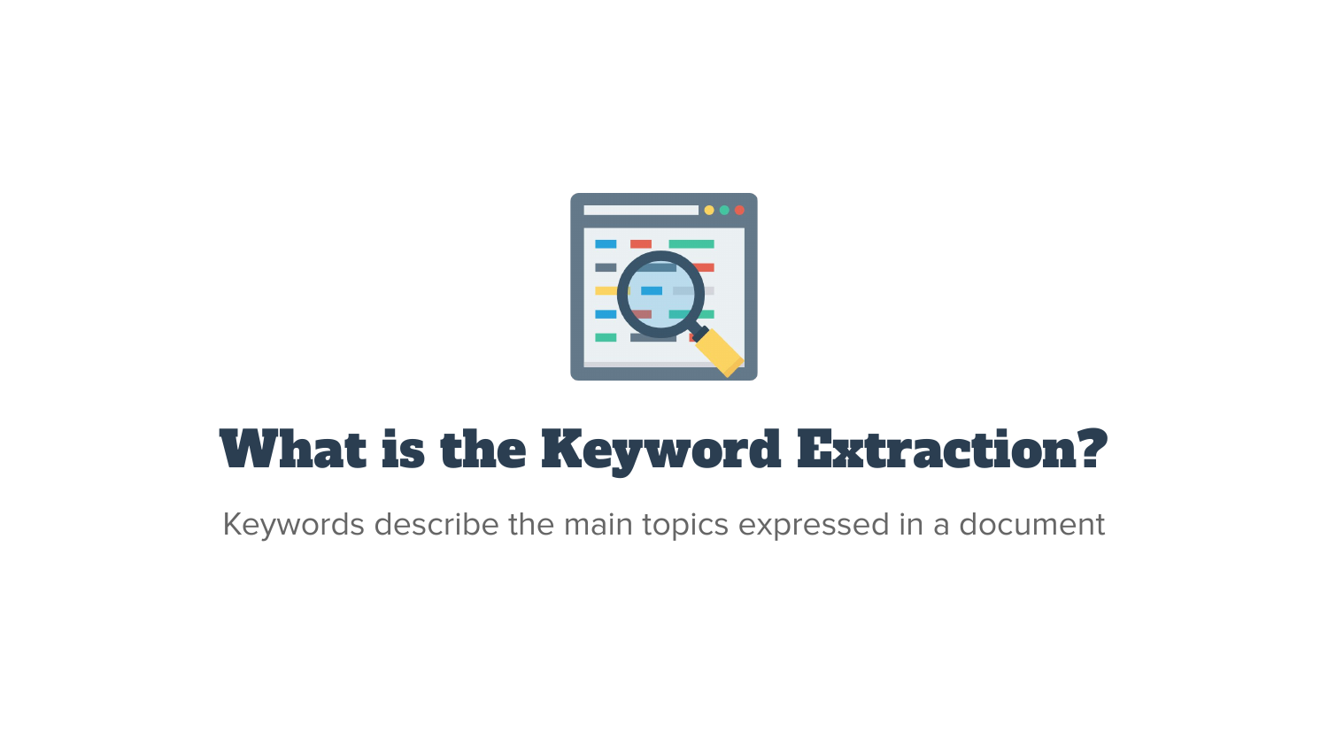# What is the Keyword Extraction?

Keywords describe the main topics expressed in a document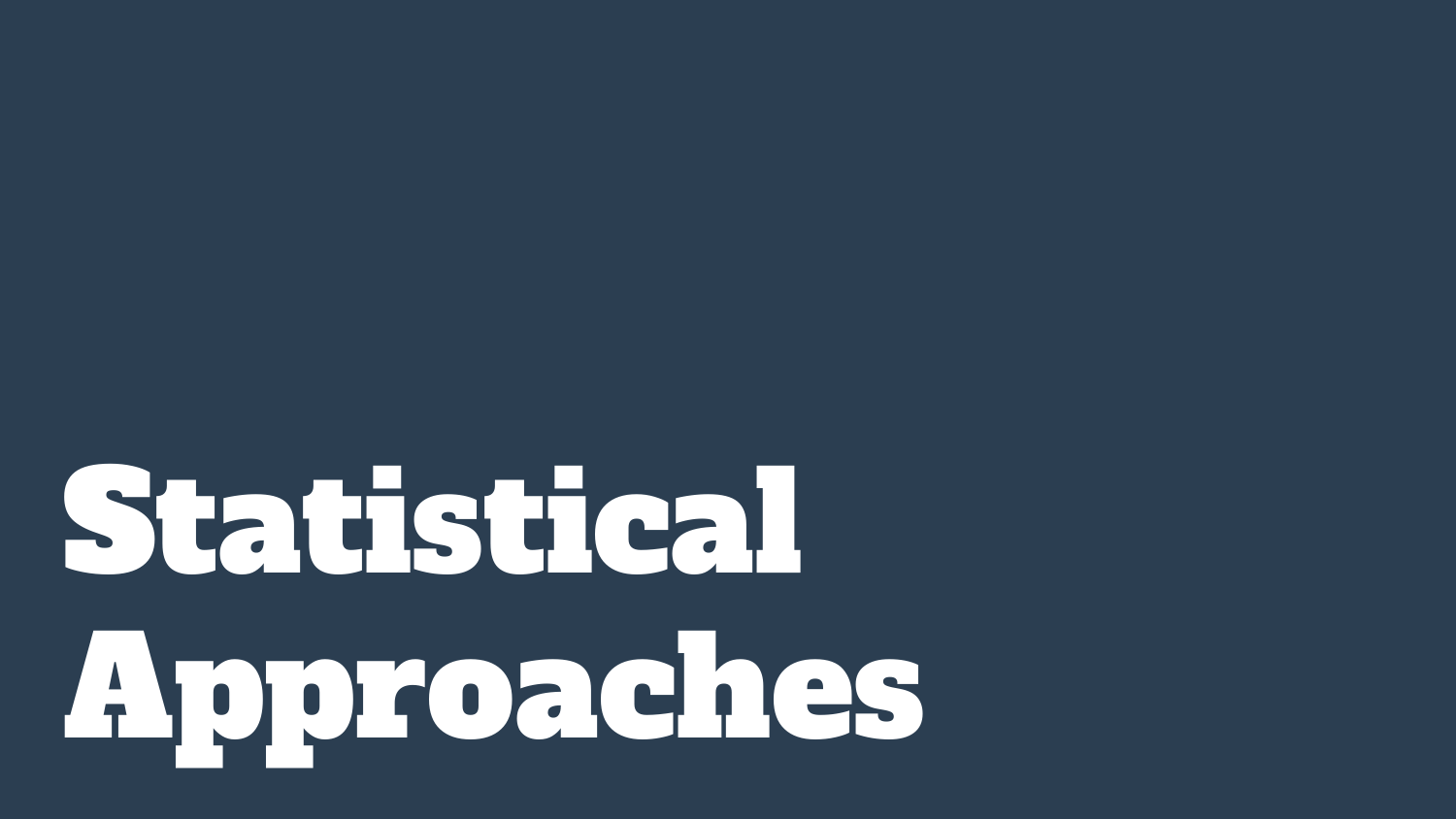# Statistical Approaches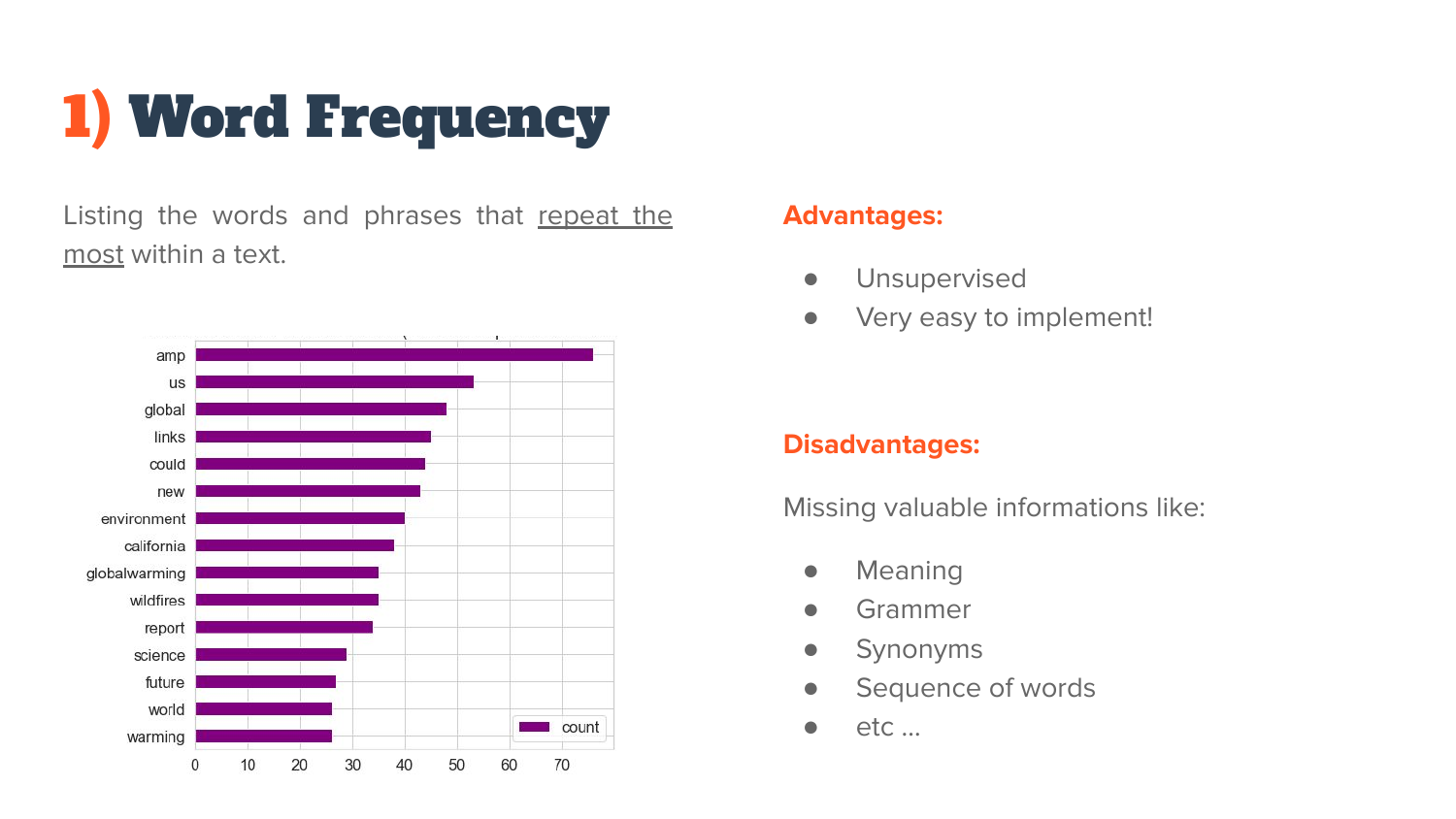# 1) Word Frequency

Listing the words and phrases that repeat the most within a text.

| word | count |
|---|---|
| amp | 76 |
| us | 53 |
| global | 48 |
| links | 45 |
| could | 44 |
| new | 43 |
| environment | 40 |
| california | 38 |
| globalwarming | 35 |
| wildfires | 35 |
| report | 34 |
| science | 29 |
| future | 27 |
| world | 26 |
| warming | 26 |

**Advantages:**

- Unsupervised
- Very easy to implement!

**Disadvantages:**

Missing valuable informations like:

- Meaning
- Grammer
- Synonyms
- Sequence of words
- etc ...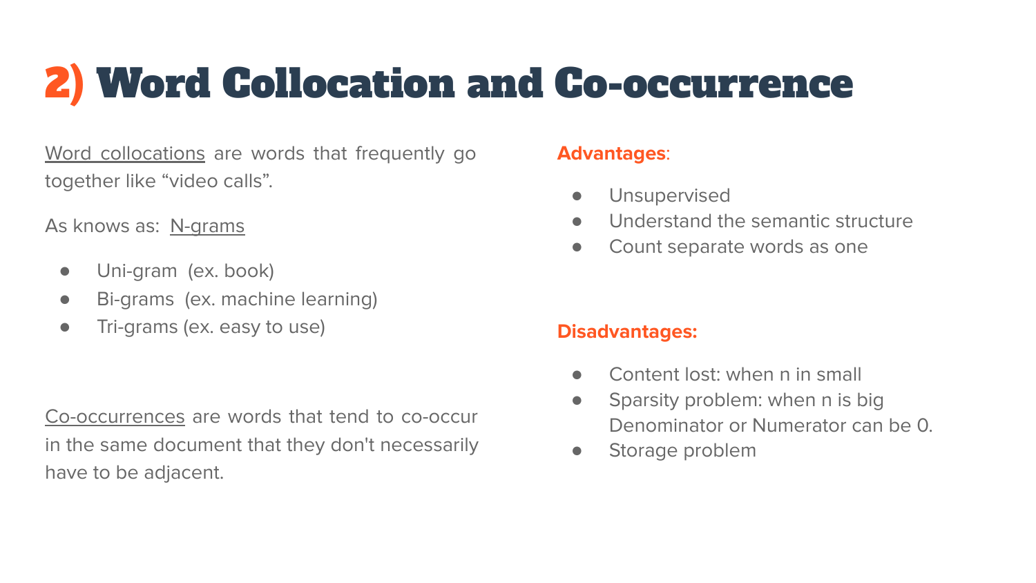# 2) Word Collocation and Co-occurrence

Word collocations are words that frequently go together like "video calls".

As knows as: N-grams

- Uni-gram (ex. book)
- Bi-grams (ex. machine learning)
- Tri-grams (ex. easy to use)

Co-occurrences are words that tend to co-occur in the same document that they don't necessarily have to be adjacent.

**Advantages**:

- Unsupervised
- Understand the semantic structure
- Count separate words as one

**Disadvantages:**

- Content lost: when n in small
- Sparsity problem: when n is big
  Denominator or Numerator can be 0.
- Storage problem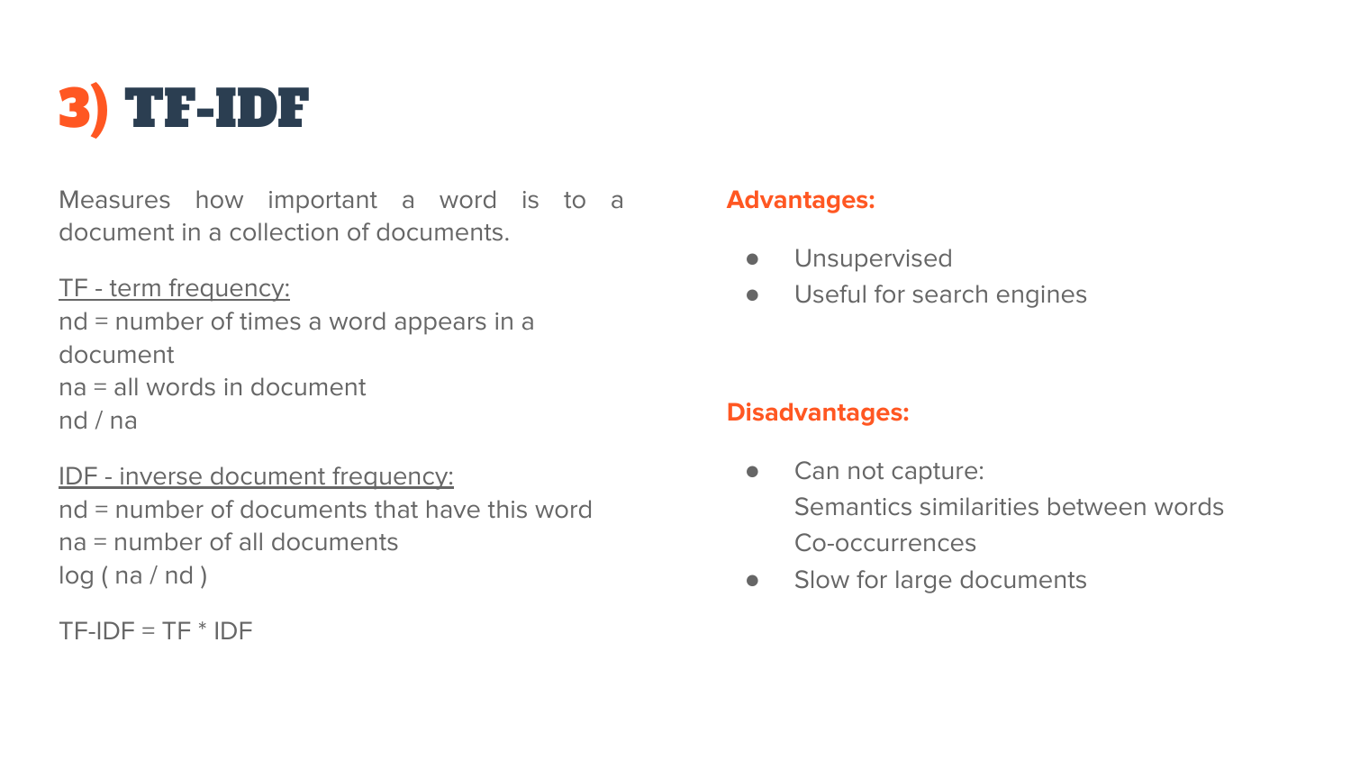# 3) TF-IDF

Measures how important a word is to a document in a collection of documents.

<u>TF - term frequency:</u>

nd = number of times a word appears in a document

na = all words in document

nd / na

<u>IDF - inverse document frequency:</u>

nd = number of documents that have this word

na = number of all documents

log ( na / nd )

TF-IDF = TF * IDF

**Advantages:**

- Unsupervised
- Useful for search engines

**Disadvantages:**

- Can not capture:
  Semantics similarities between words
  Co-occurrences
- Slow for large documents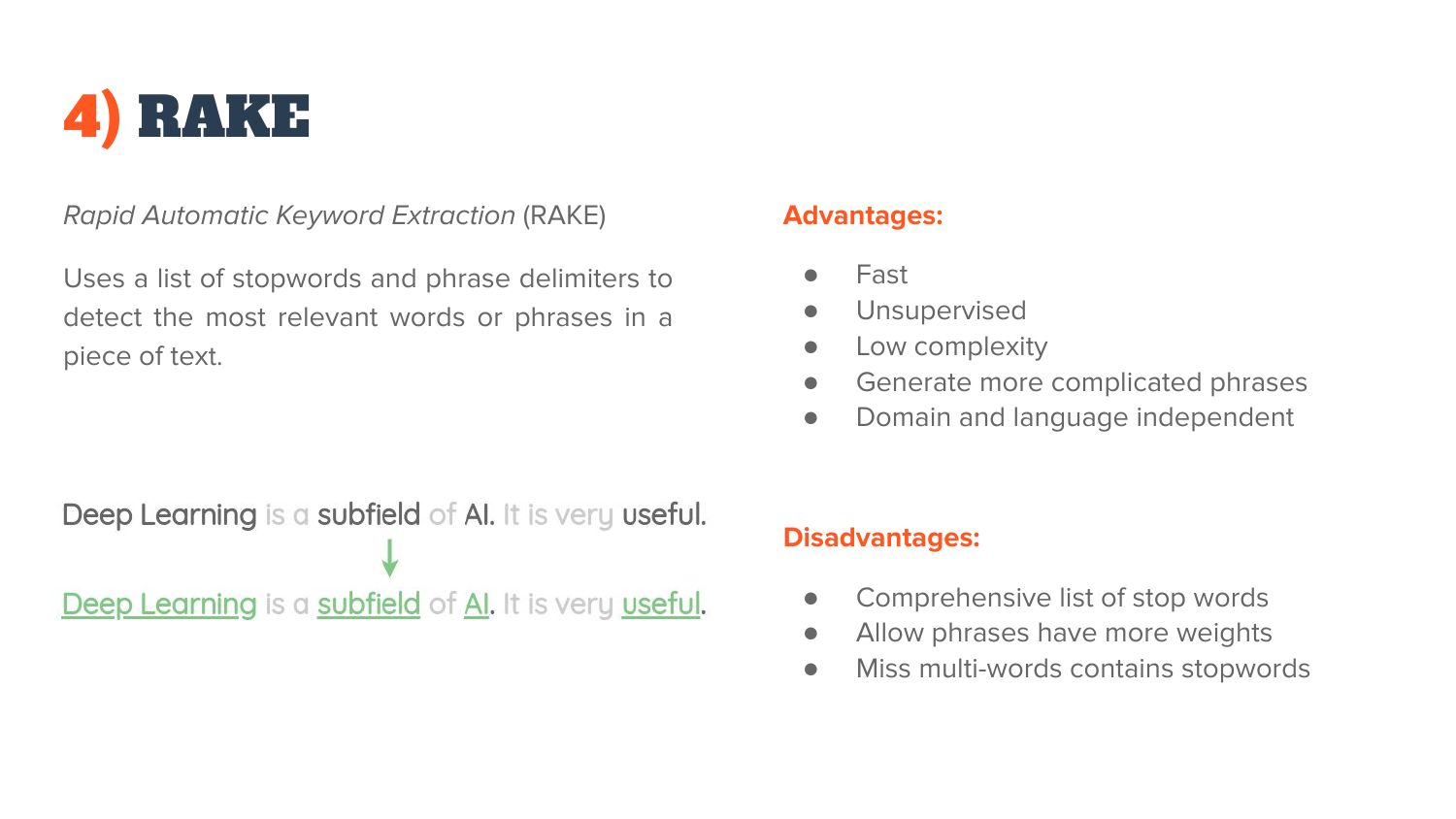# 4) RAKE

*Rapid Automatic Keyword Extraction* (RAKE)

Uses a list of stopwords and phrase delimiters to detect the most relevant words or phrases in a piece of text.

Deep Learning is a subfield of AI. It is very useful.

↓

<u>Deep Learning</u> is a <u>subfield</u> of <u>AI</u>. It is very <u>useful</u>.

**Advantages:**

- Fast
- Unsupervised
- Low complexity
- Generate more complicated phrases
- Domain and language independent

**Disadvantages:**

- Comprehensive list of stop words
- Allow phrases have more weights
- Miss multi-words contains stopwords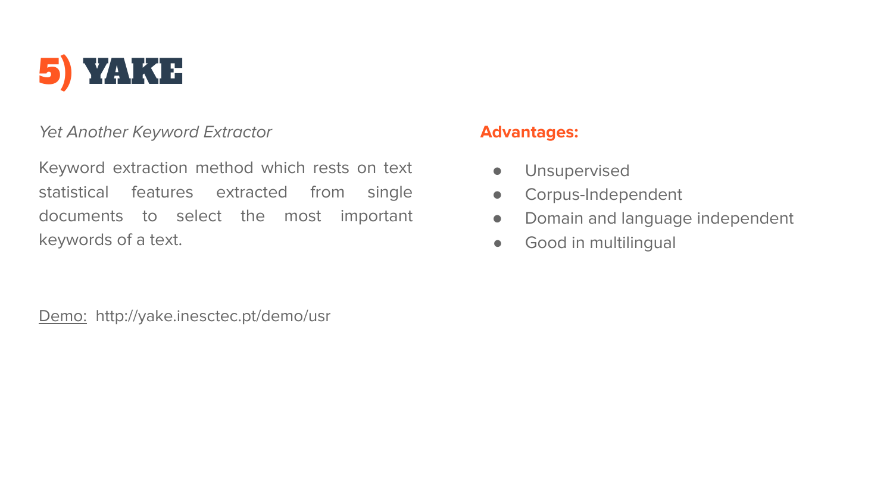# 5) YAKE

*Yet Another Keyword Extractor*

Keyword extraction method which rests on text statistical features extracted from single documents to select the most important keywords of a text.

**Advantages:**

- Unsupervised
- Corpus-Independent
- Domain and language independent
- Good in multilingual

Demo: http://yake.inesctec.pt/demo/usr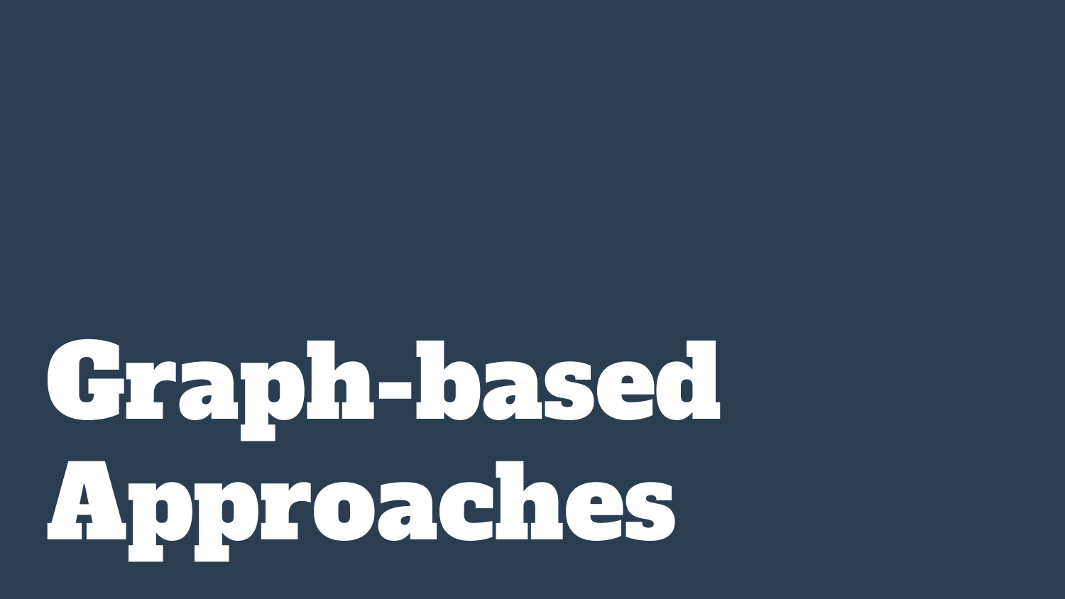# Graph-based Approaches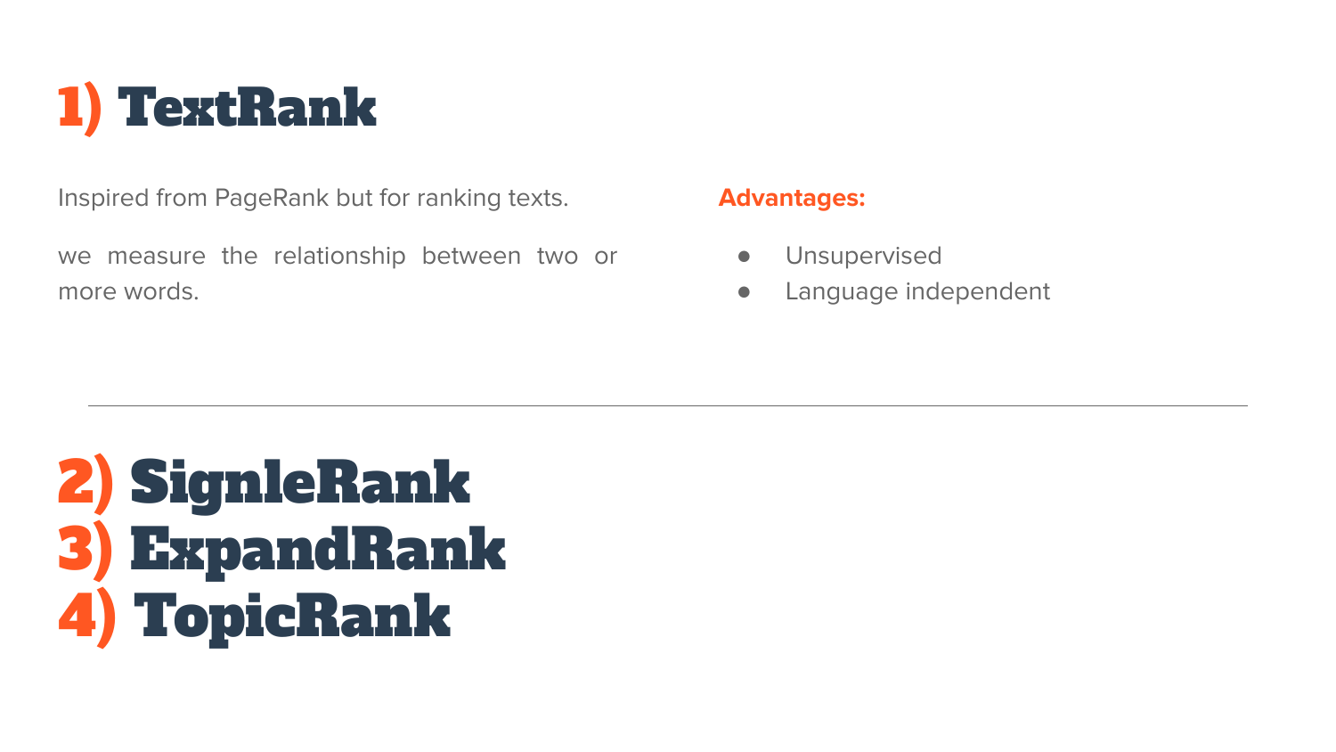# 1) TextRank

Inspired from PageRank but for ranking texts.

we measure the relationship between two or more words.

**Advantages:**

- Unsupervised
- Language independent

---

# 2) SignleRank
# 3) ExpandRank
# 4) TopicRank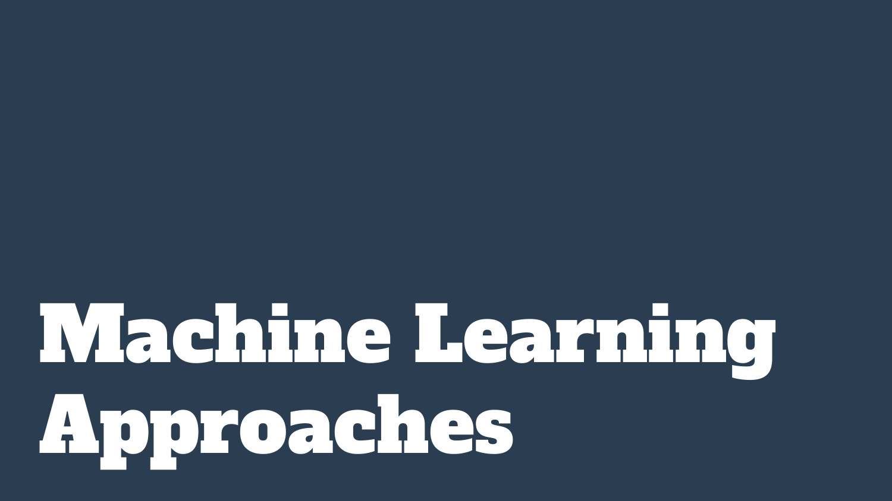# Machine Learning Approaches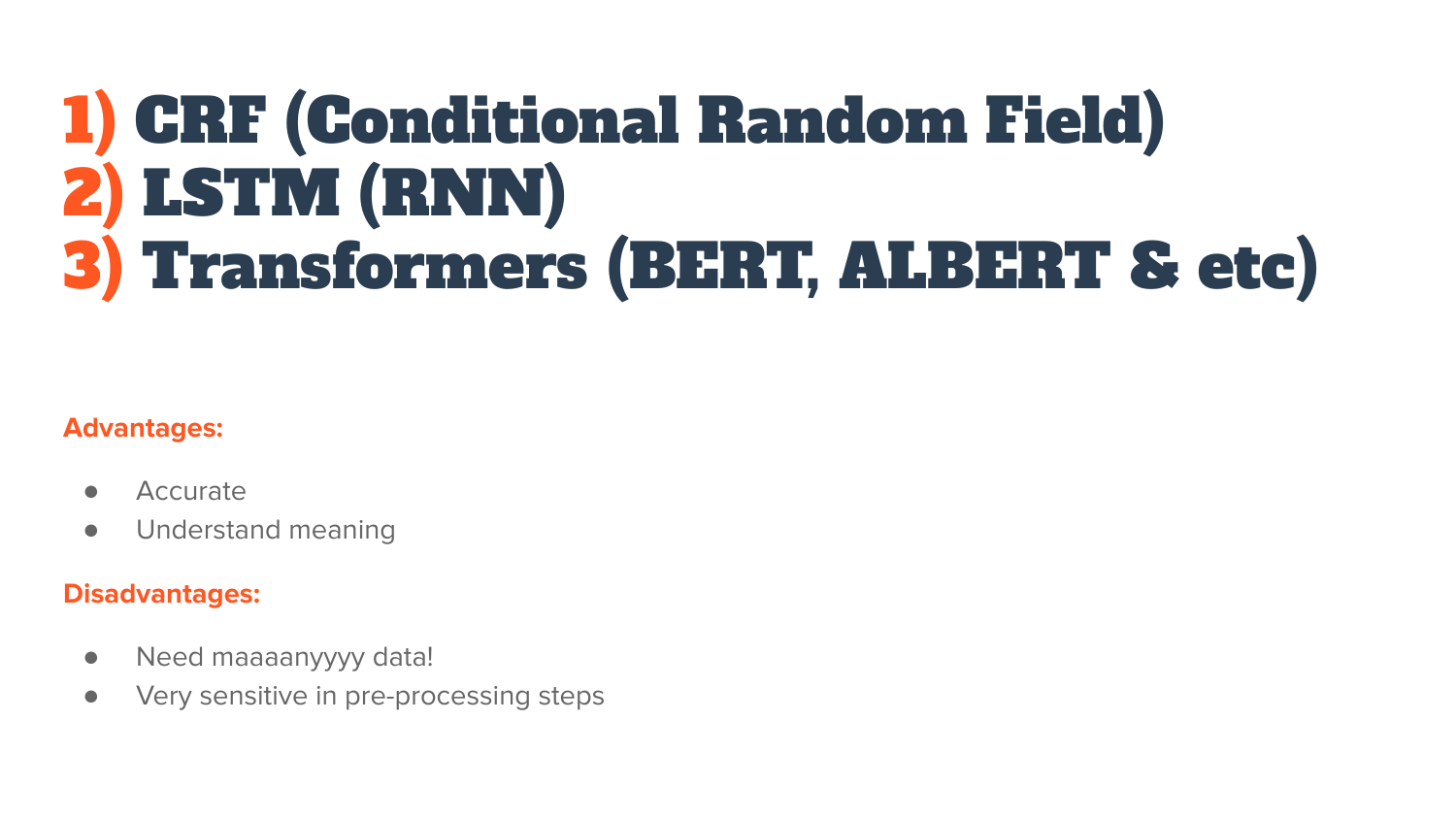# 1) CRF (Conditional Random Field)
# 2) LSTM (RNN)
# 3) Transformers (BERT, ALBERT & etc)

**Advantages:**

- Accurate
- Understand meaning

**Disadvantages:**

- Need maaaanyyyy data!
- Very sensitive in pre-processing steps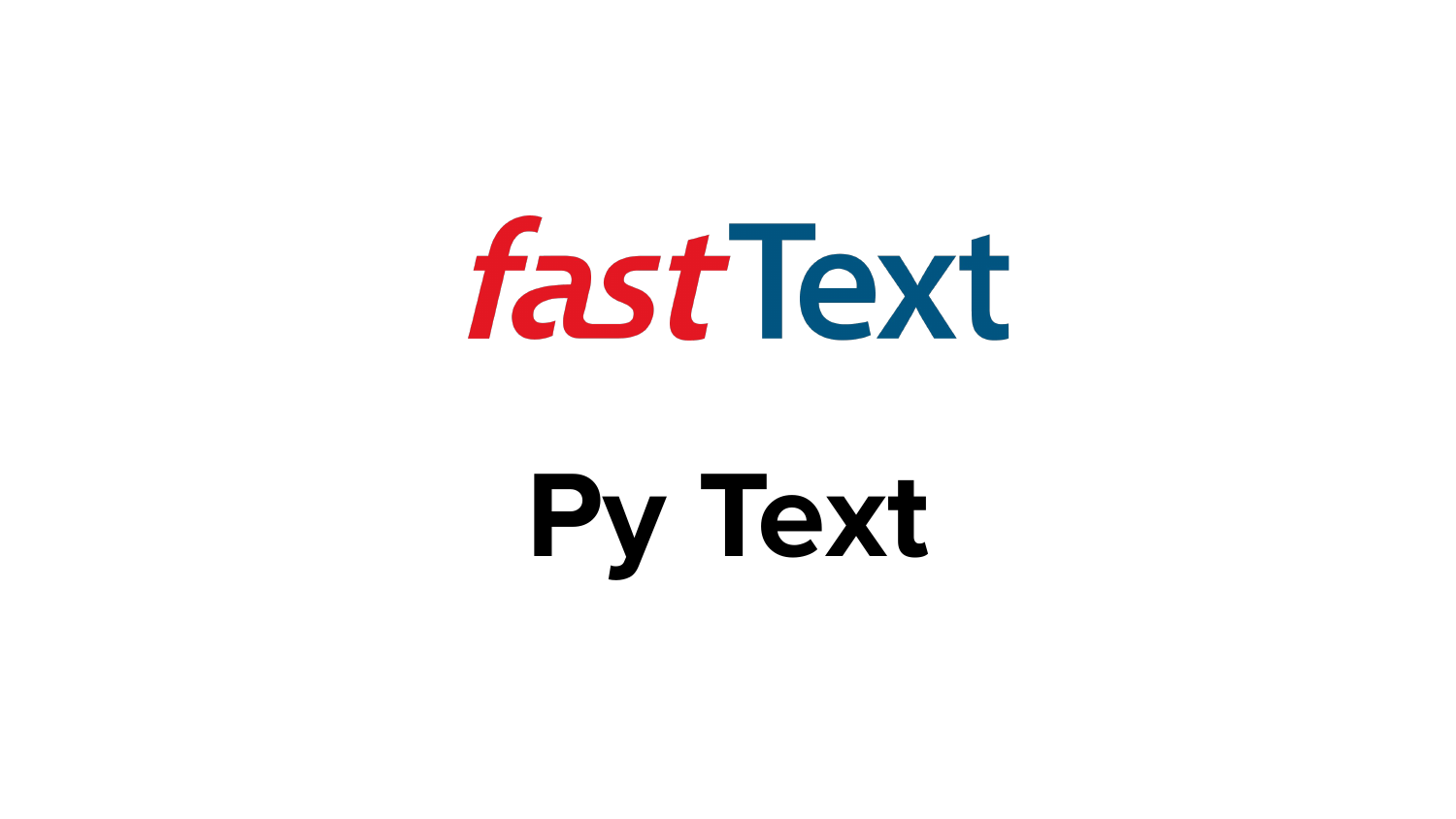fastText

Py Text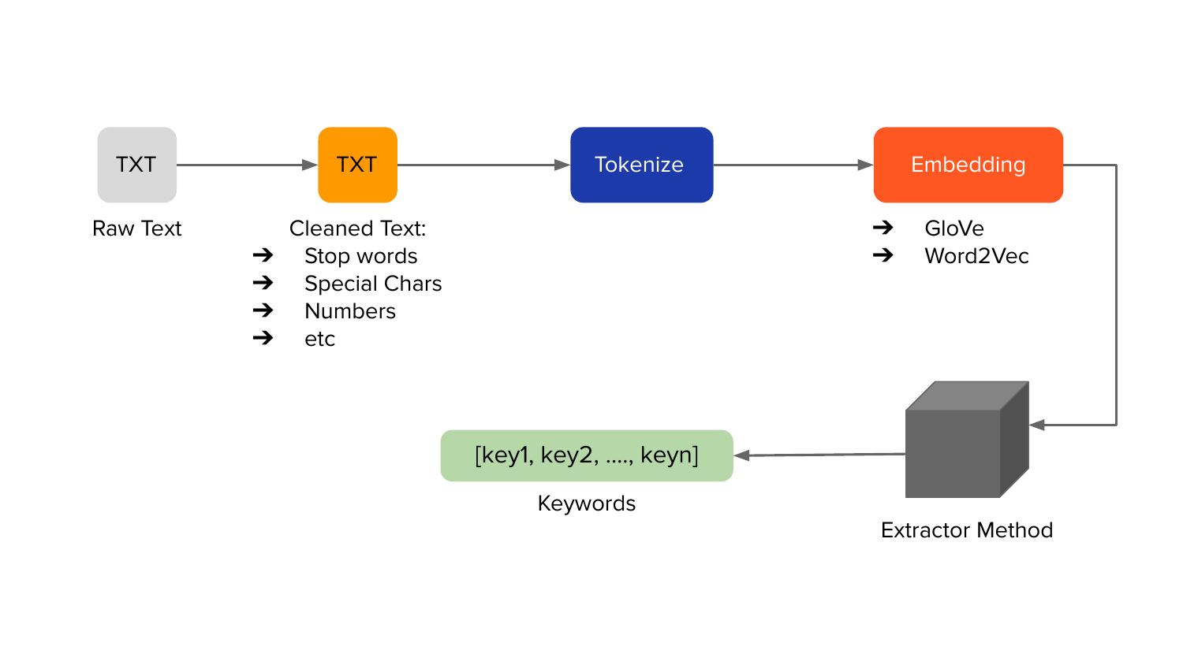TXT

Raw Text

TXT

Cleaned Text:

- Stop words
- Special Chars
- Numbers
- etc

Tokenize

Embedding

- GloVe
- Word2Vec

Extractor Method

[key1, key2, ...., keyn]

Keywords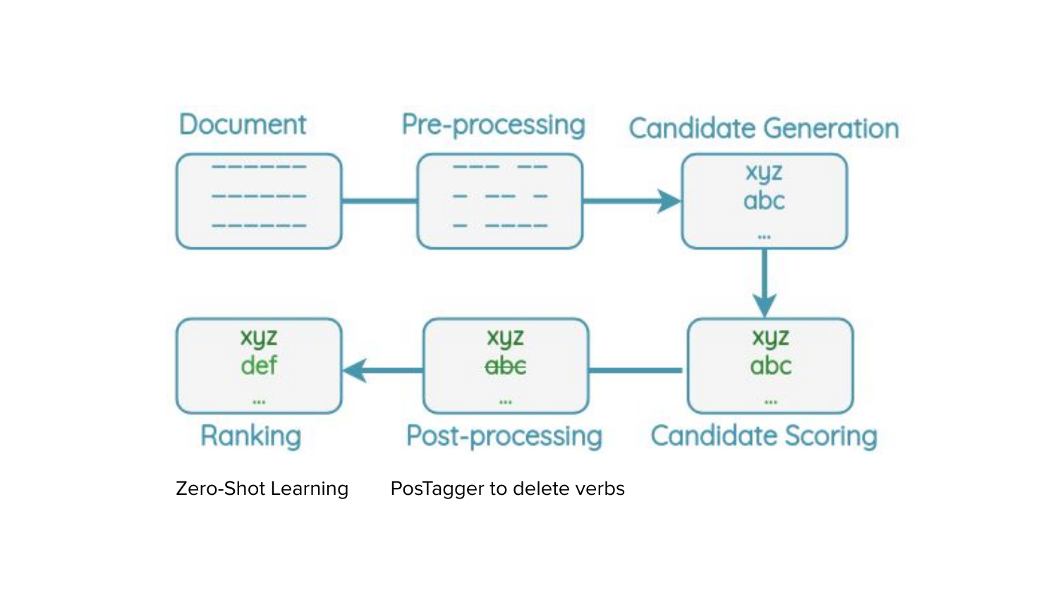Document

Pre-processing

Candidate Generation

xyz
abc
...

Candidate Scoring

xyz
abc
...

Post-processing

xyz
~~abc~~
...

Ranking

xyz
def
...

Zero-Shot Learning

PosTagger to delete verbs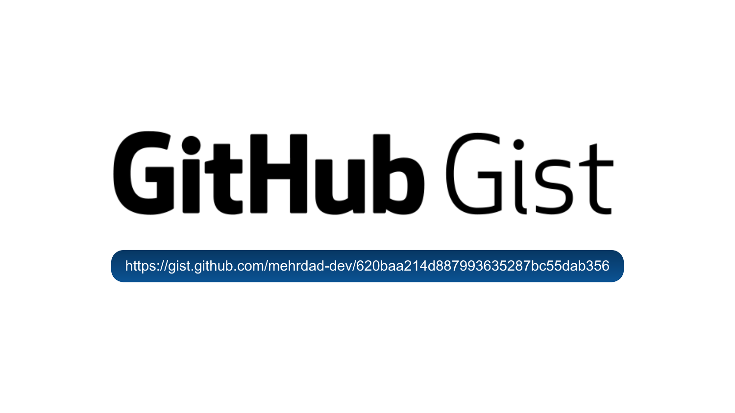# GitHub Gist

https://gist.github.com/mehrdad-dev/620baa214d887993635287bc55dab356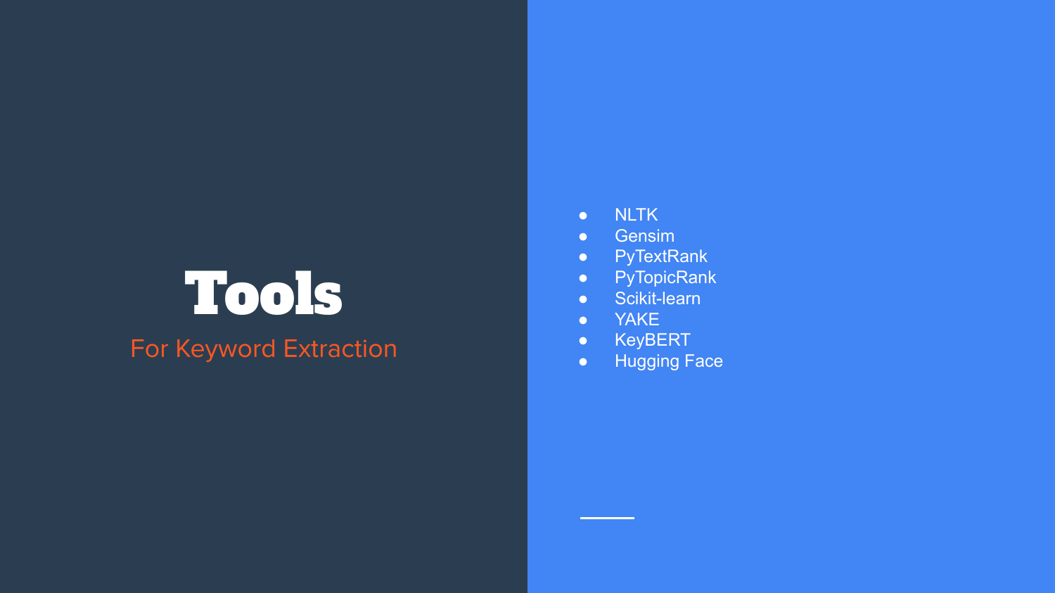# Tools

## For Keyword Extraction

- NLTK
- Gensim
- PyTextRank
- PyTopicRank
- Scikit-learn
- YAKE
- KeyBERT
- Hugging Face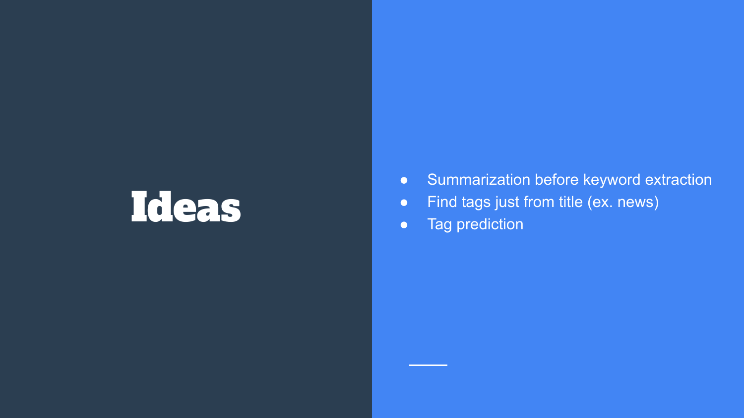# Ideas

- Summarization before keyword extraction
- Find tags just from title (ex. news)
- Tag prediction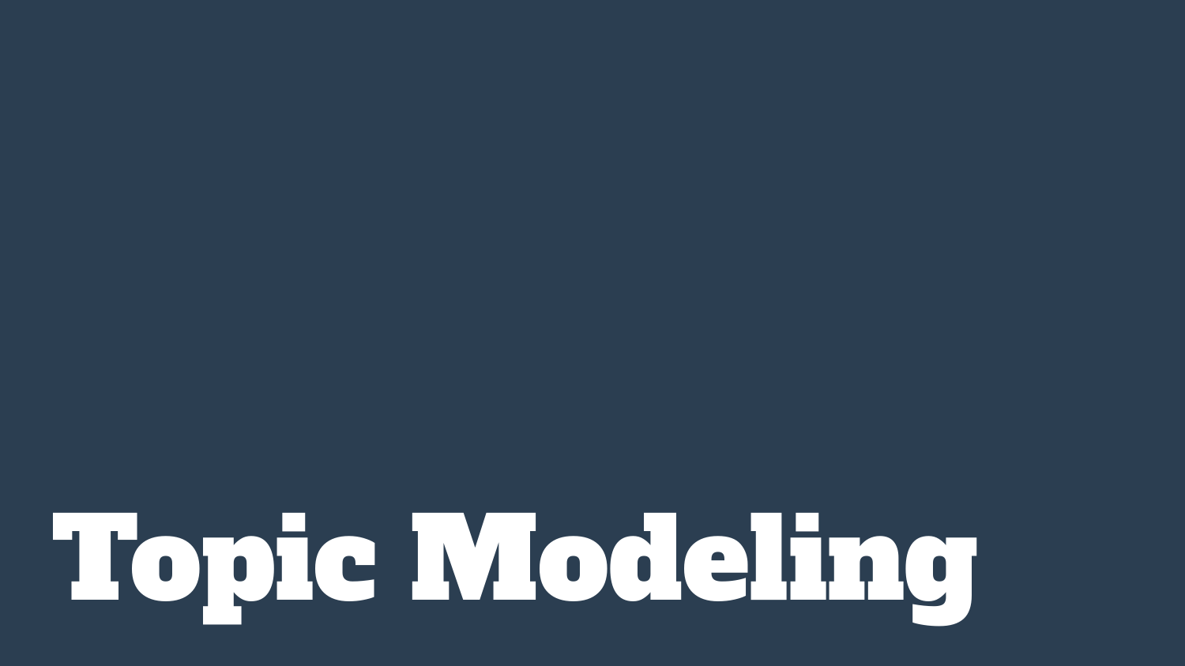# Topic Modeling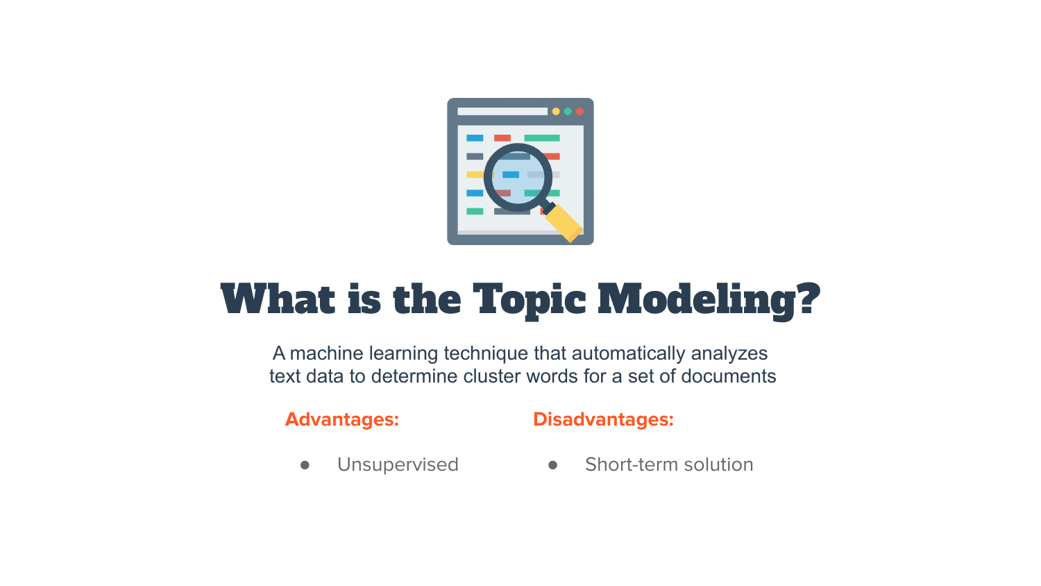# What is the Topic Modeling?

A machine learning technique that automatically analyzes text data to determine cluster words for a set of documents

**Advantages:**

- Unsupervised

**Disadvantages:**

- Short-term solution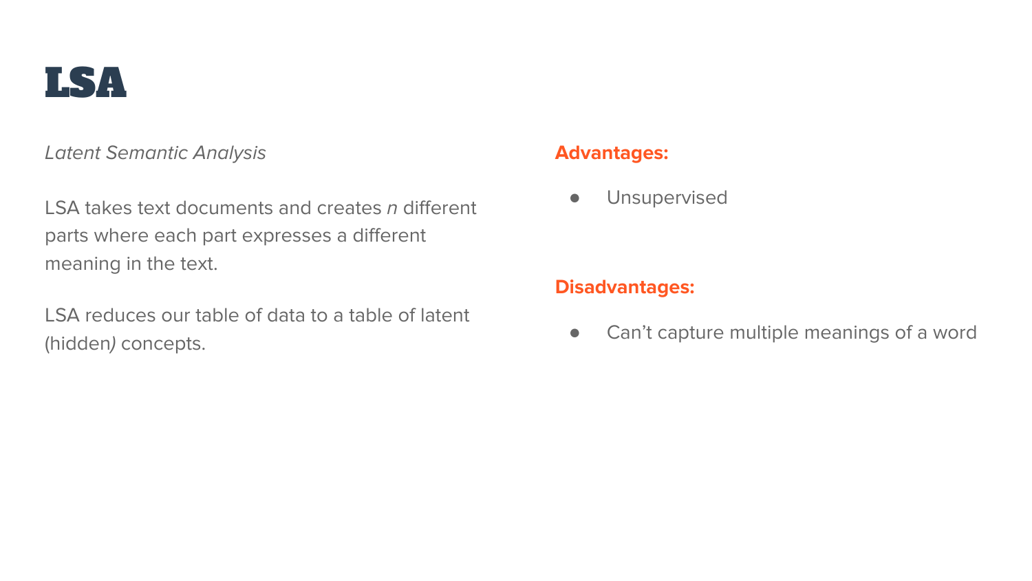# LSA

*Latent Semantic Analysis*

LSA takes text documents and creates *n* different parts where each part expresses a different meaning in the text.

LSA reduces our table of data to a table of latent (hidden*)* concepts.

**Advantages:**

- Unsupervised

**Disadvantages:**

- Can't capture multiple meanings of a word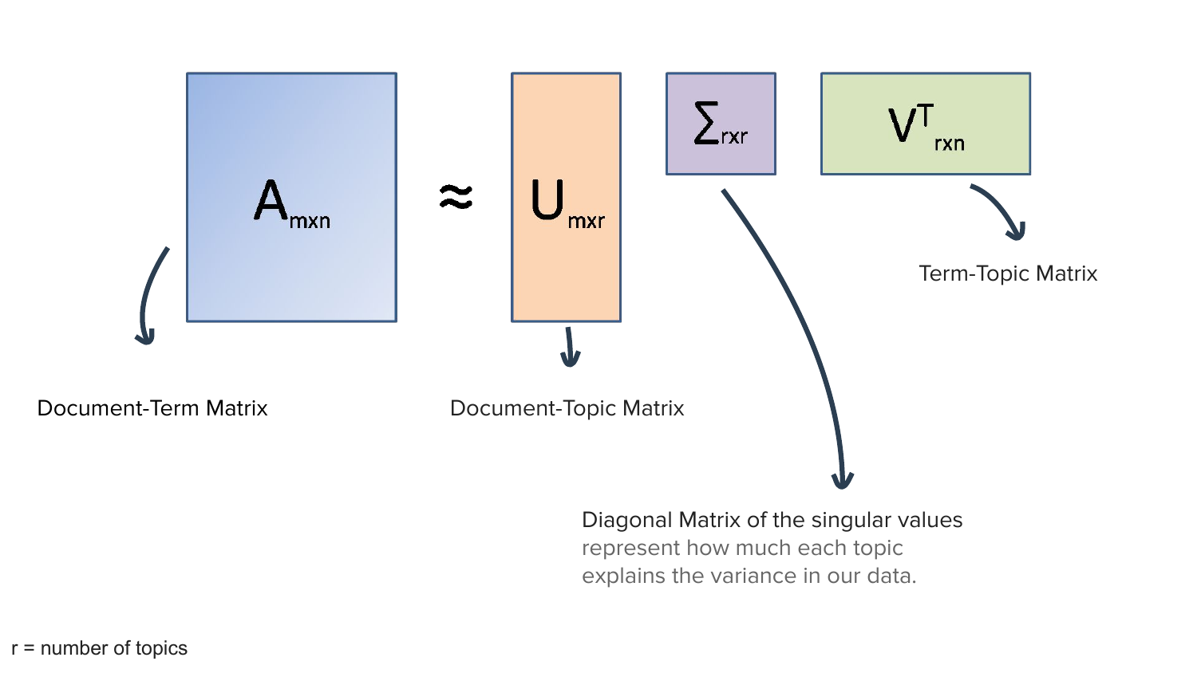$$A_{m \times n} \approx U_{m \times r} \; \Sigma_{r \times r} \; V^T_{r \times n}$$

- $A_{m \times n}$: Document-Term Matrix
- $U_{m \times r}$: Document-Topic Matrix
- $\Sigma_{r \times r}$: Diagonal Matrix of the singular values — represent how much each topic explains the variance in our data.
- $V^T_{r \times n}$: Term-Topic Matrix

r = number of topics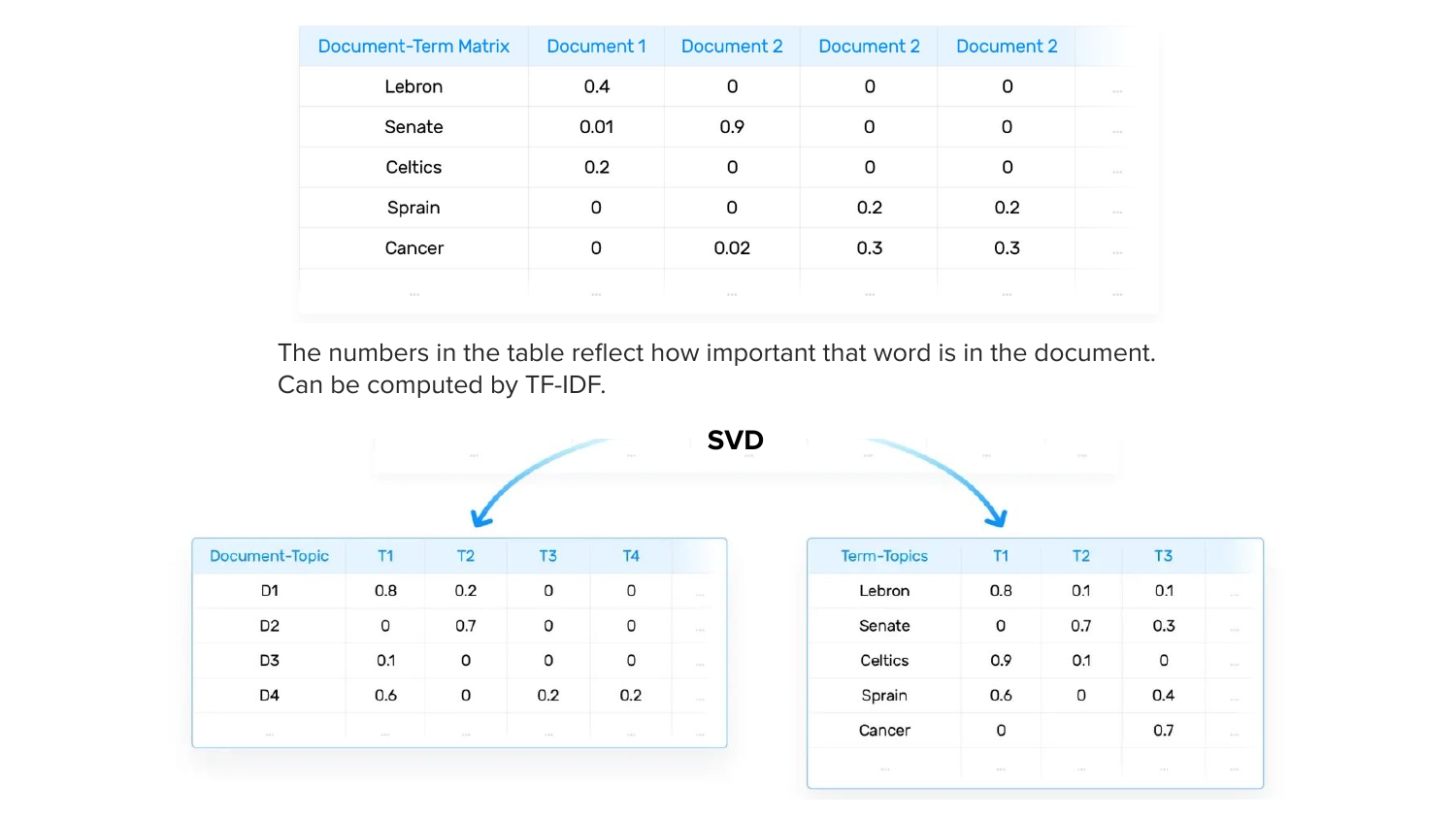| Document-Term Matrix | Document 1 | Document 2 | Document 2 | Document 2 | ... |
|---|---|---|---|---|---|
| Lebron | 0.4 | 0 | 0 | 0 | ... |
| Senate | 0.01 | 0.9 | 0 | 0 | ... |
| Celtics | 0.2 | 0 | 0 | 0 | ... |
| Sprain | 0 | 0 | 0.2 | 0.2 | ... |
| Cancer | 0 | 0.02 | 0.3 | 0.3 | ... |
| ... | ... | ... | ... | ... | ... |

The numbers in the table reflect how important that word is in the document. Can be computed by TF-IDF.

**SVD**

| Document-Topic | T1 | T2 | T3 | T4 | ... |
|---|---|---|---|---|---|
| D1 | 0.8 | 0.2 | 0 | 0 | ... |
| D2 | 0 | 0.7 | 0 | 0 | ... |
| D3 | 0.1 | 0 | 0 | 0 | ... |
| D4 | 0.6 | 0 | 0.2 | 0.2 | ... |
| ... | ... | ... | ... | ... | ... |

| Term-Topics | T1 | T2 | T3 | ... |
|---|---|---|---|---|
| Lebron | 0.8 | 0.1 | 0.1 | ... |
| Senate | 0 | 0.7 | 0.3 | ... |
| Celtics | 0.9 | 0.1 | 0 | ... |
| Sprain | 0.6 | 0 | 0.4 | ... |
| Cancer | 0 | | 0.7 | ... |
| ... | ... | ... | ... | ... |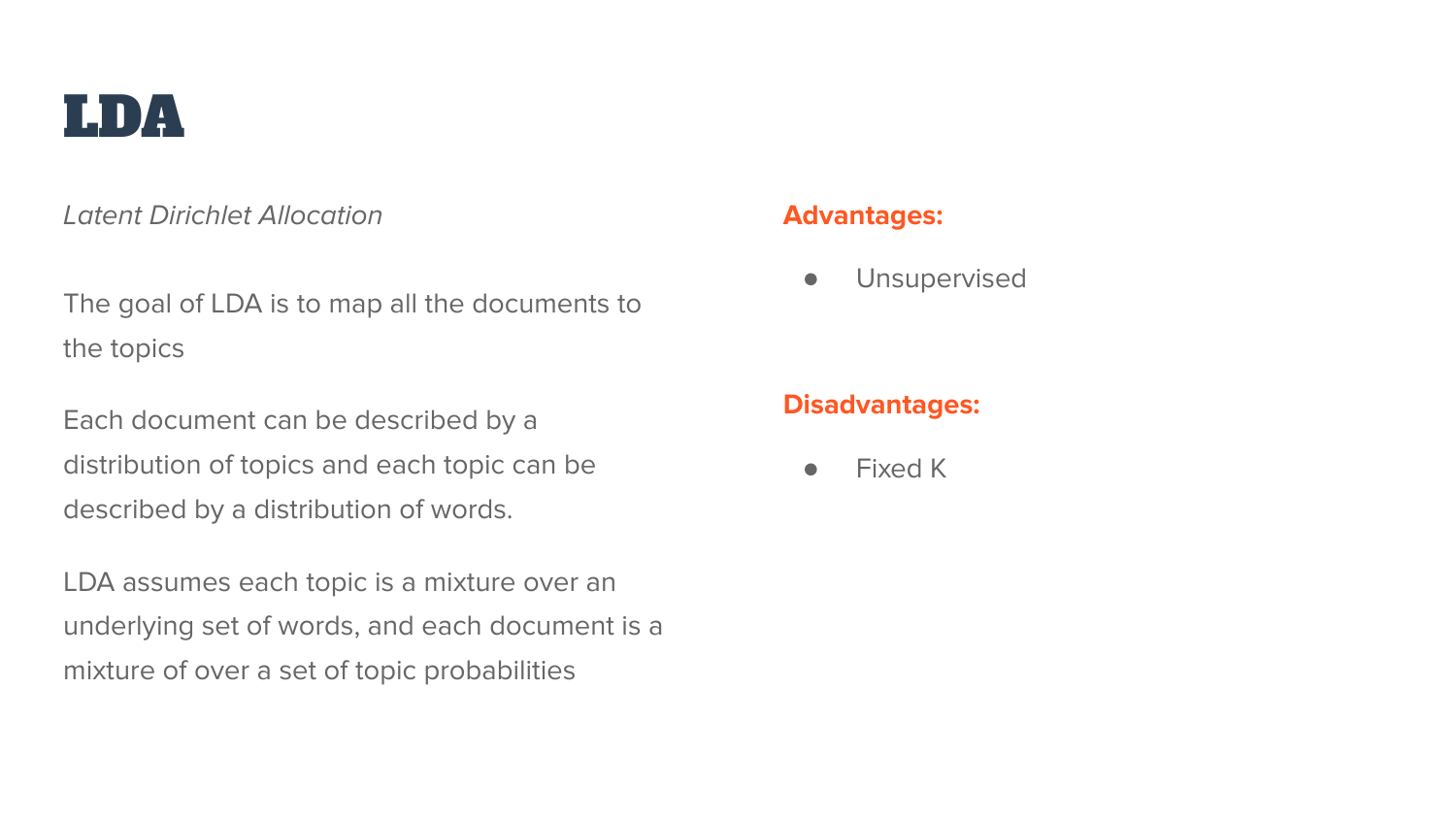# LDA

*Latent Dirichlet Allocation*

The goal of LDA is to map all the documents to the topics

Each document can be described by a distribution of topics and each topic can be described by a distribution of words.

LDA assumes each topic is a mixture over an underlying set of words, and each document is a mixture of over a set of topic probabilities

**Advantages:**

- Unsupervised

**Disadvantages:**

- Fixed K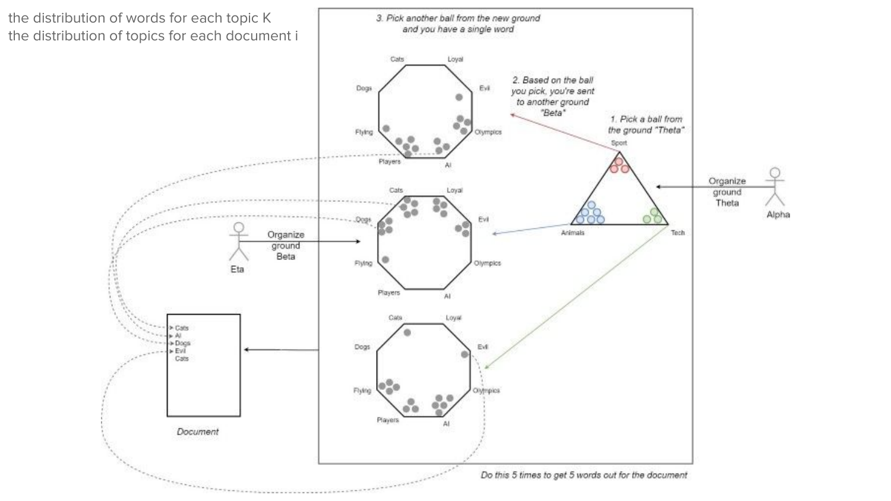the distribution of words for each topic K
the distribution of topics for each document i

3. Pick another ball from the new ground and you have a single word

2. Based on the ball you pick, you're sent to another ground "Beta"

1. Pick a ball from the ground "Theta"

Sport

Animals

Tech

Organize ground Theta

Alpha

Organize ground Beta

Eta

Cats Loyal Dogs Evil Flying Olympics Players AI

Cats Loyal Dogs Evil Flying Olympics Players AI

Cats Loyal Dogs Evil Flying Olympics Players AI

- Cats
- AI
- Dogs
- Evil
- Cats

*Document*

*Do this 5 times to get 5 words out for the document*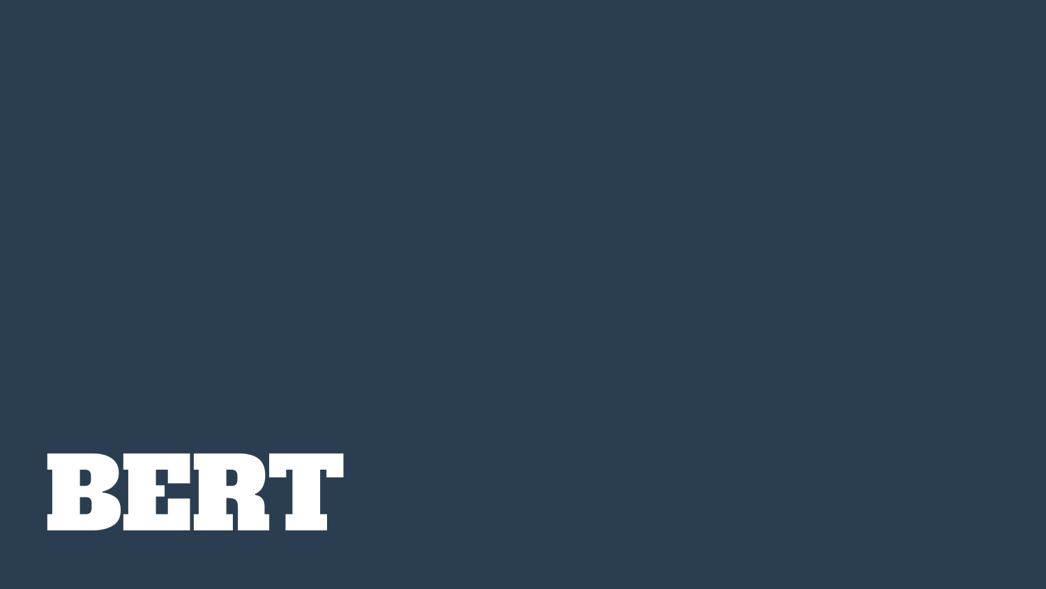# BERT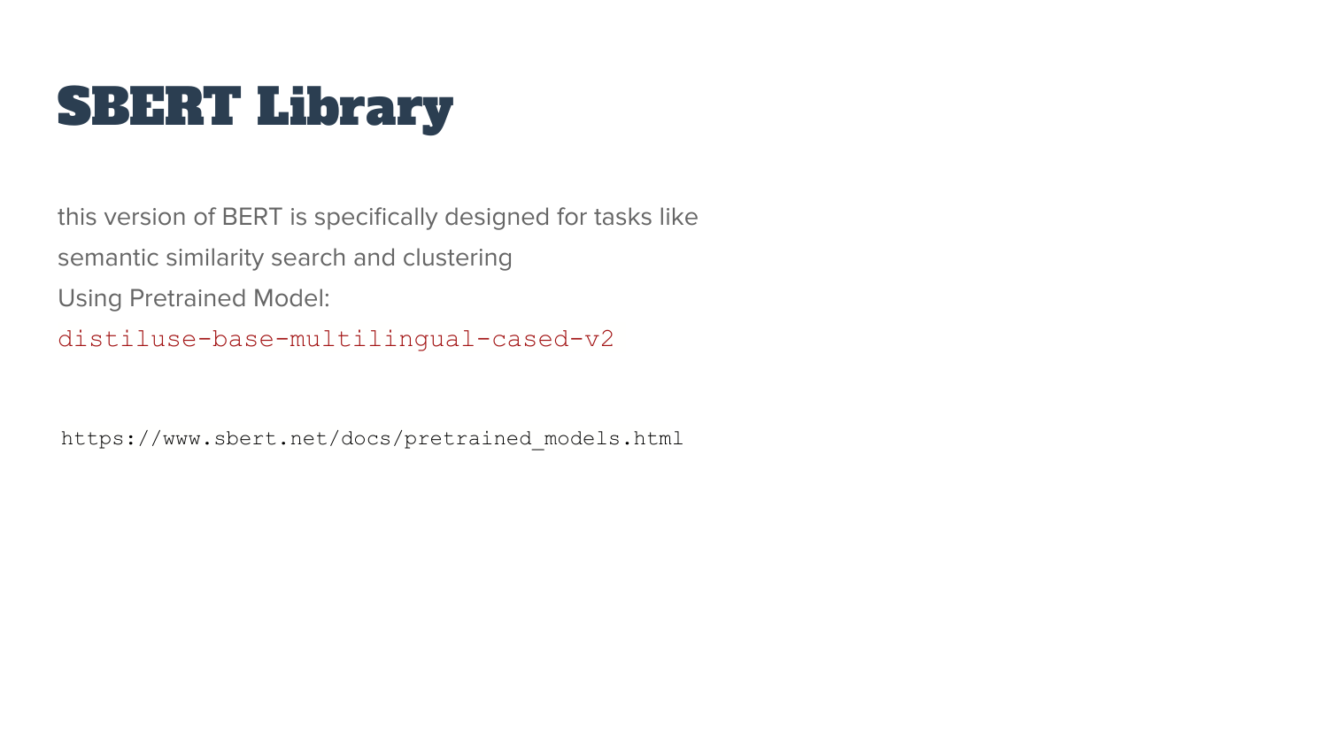# SBERT Library

this version of BERT is specifically designed for tasks like semantic similarity search and clustering

Using Pretrained Model:

`distiluse-base-multilingual-cased-v2`

https://www.sbert.net/docs/pretrained_models.html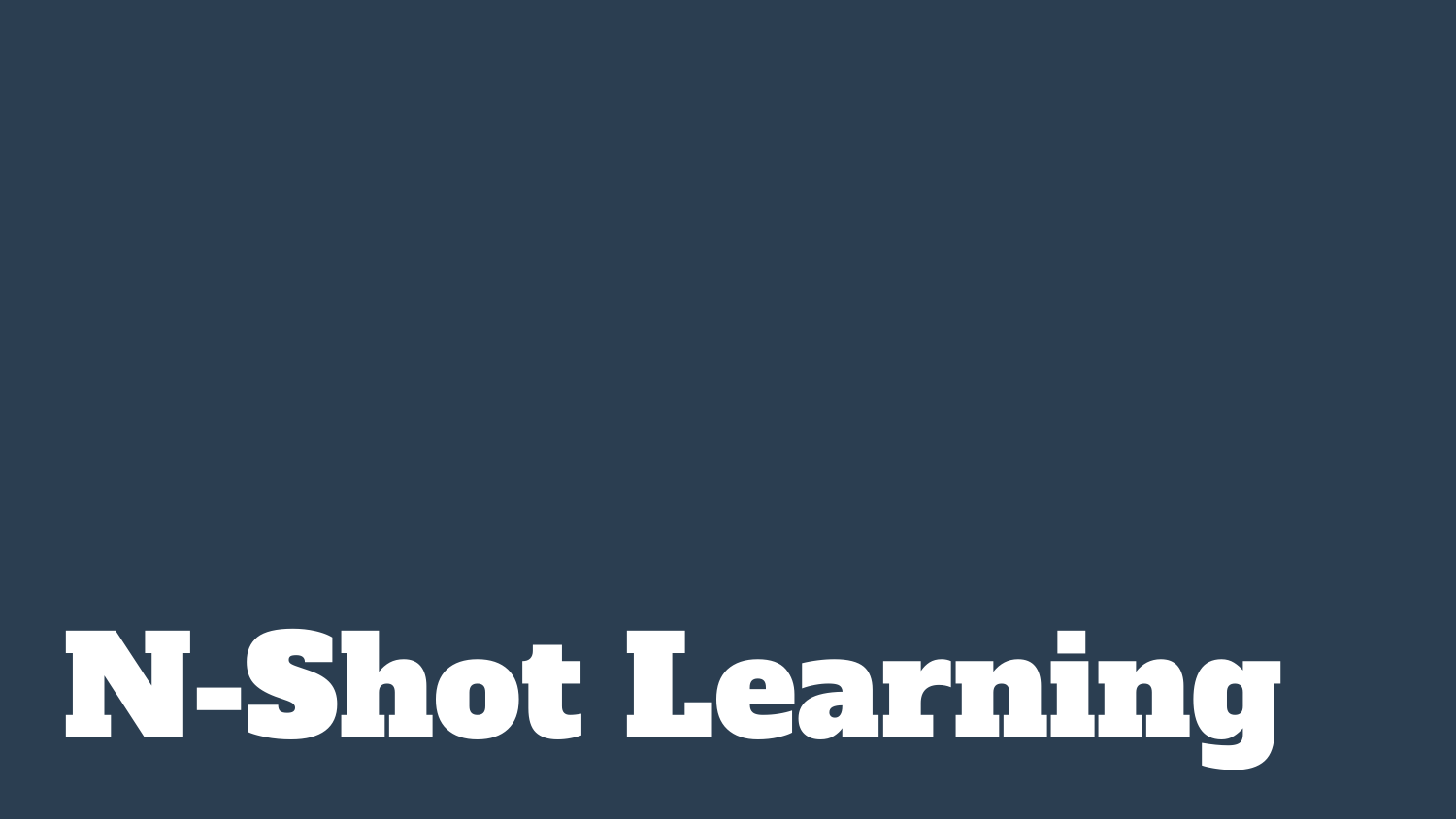# N-Shot Learning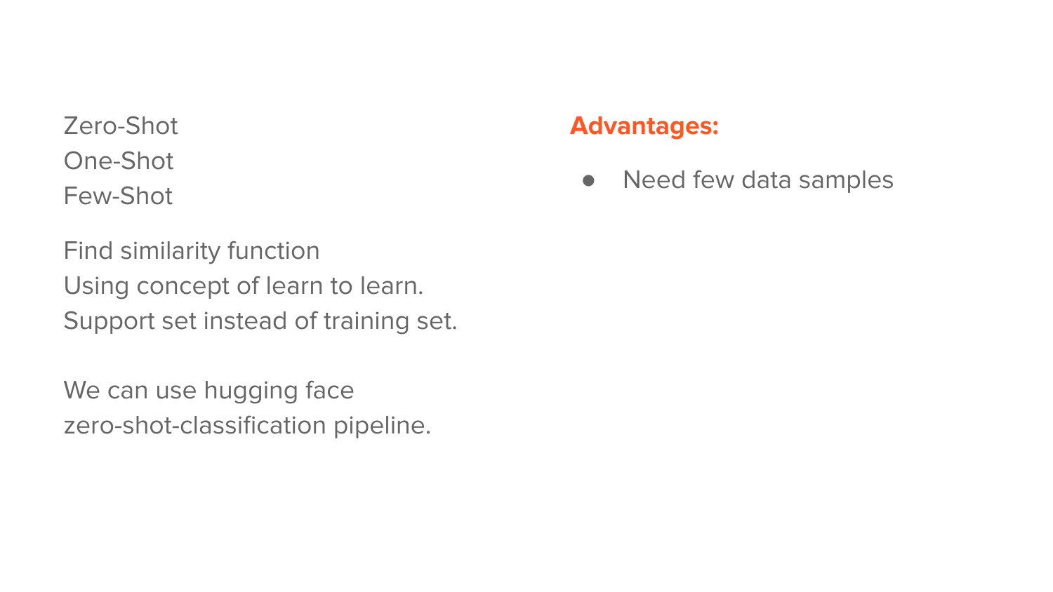Zero-Shot
One-Shot
Few-Shot

Find similarity function
Using concept of learn to learn.
Support set instead of training set.

We can use hugging face
zero-shot-classification pipeline.

**Advantages:**

- Need few data samples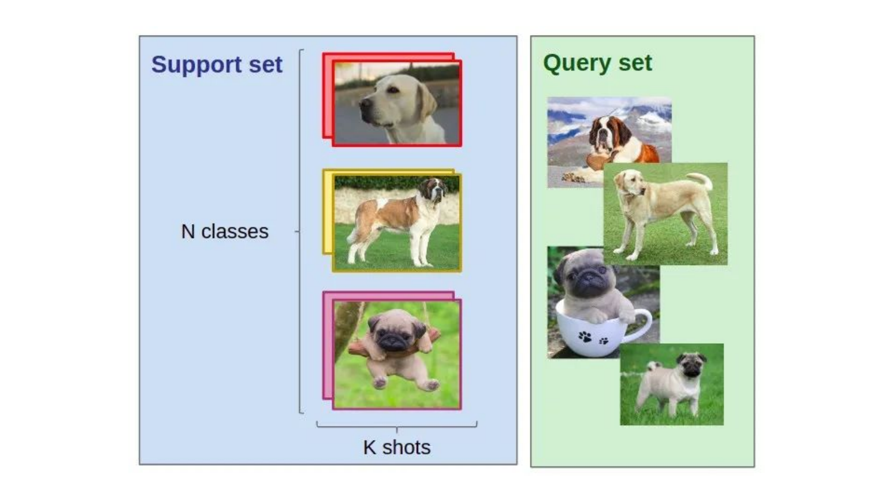**Support set**

N classes

K shots

**Query set**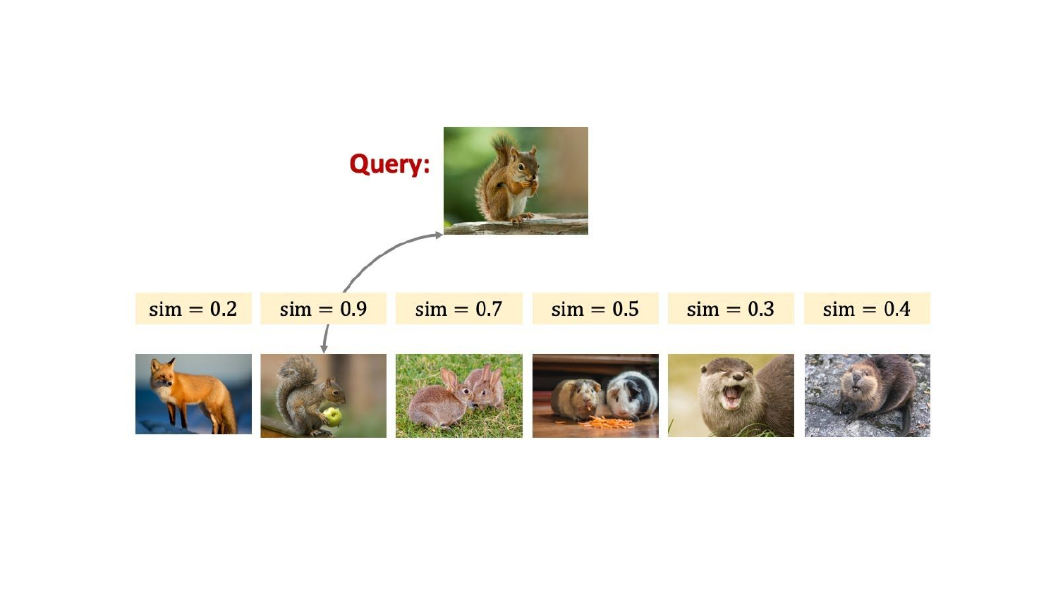Query:

sim = 0.2

sim = 0.9

sim = 0.7

sim = 0.5

sim = 0.3

sim = 0.4